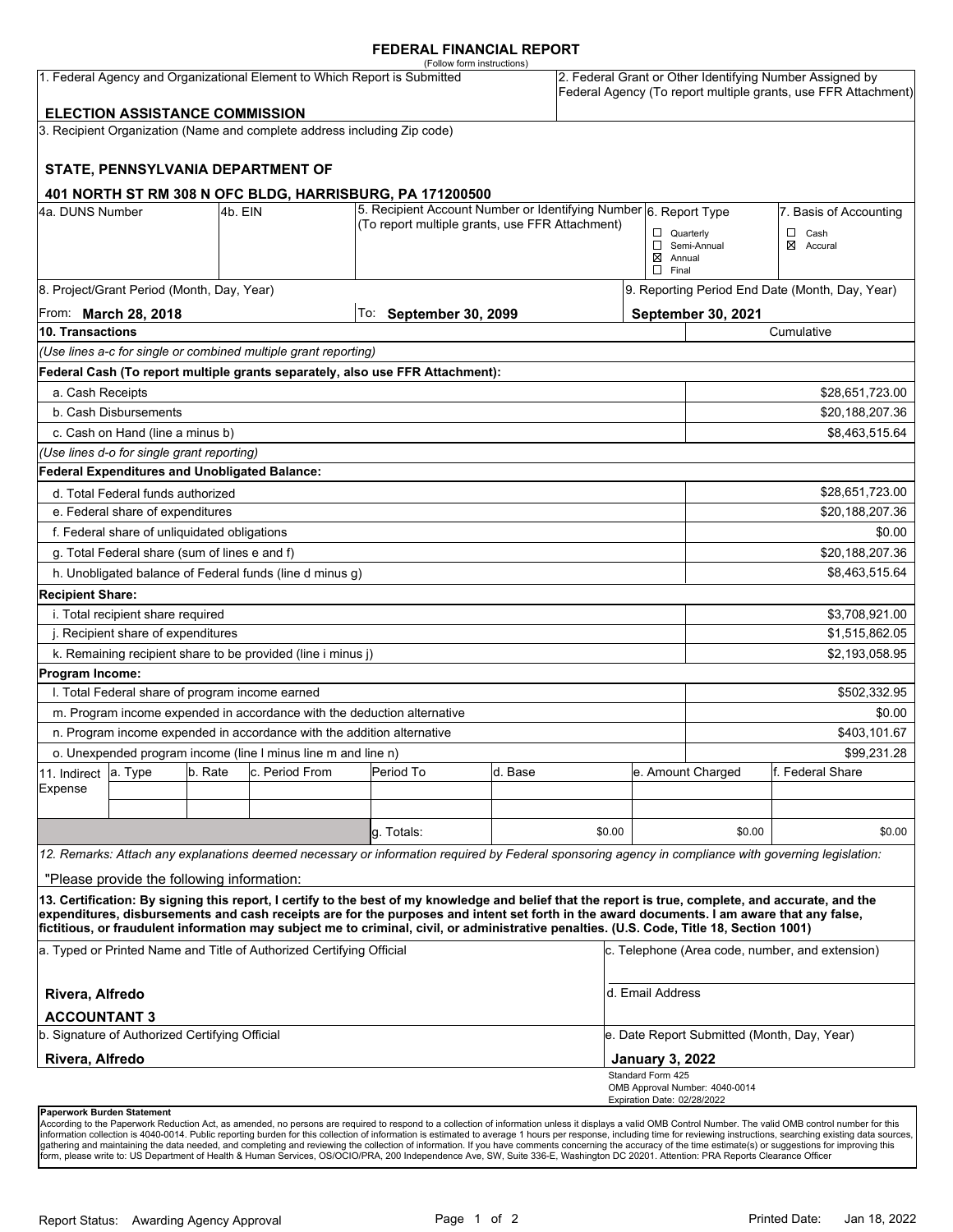# FEDERAL FINANCIAL REPORT

(Follow form instructions)

| 1. Federal Agency and Organizational Element to Which Report is Submitted | 2. Federal Grant or Other Identifying Number Assigned by Federal Agency (To report multiple grants, use FFR Attachment) |
|---|---|
| **ELECTION ASSISTANCE COMMISSION** | |

3. Recipient Organization (Name and complete address including Zip code)

**STATE, PENNSYLVANIA DEPARTMENT OF**

**401 NORTH ST RM 308 N OFC BLDG, HARRISBURG, PA 171200500**

| 4a. DUNS Number | 4b. EIN | 5. Recipient Account Number or Identifying Number (To report multiple grants, use FFR Attachment) | 6. Report Type | 7. Basis of Accounting |
|---|---|---|---|---|
| | | | ☐ Quarterly<br>☐ Semi-Annual<br>☒ Annual<br>☐ Final | ☐ Cash<br>☒ Accural |

| 8. Project/Grant Period (Month, Day, Year) | | 9. Reporting Period End Date (Month, Day, Year) |
|---|---|---|
| From: **March 28, 2018** | To: **September 30, 2099** | **September 30, 2021** |

| 10. Transactions | Cumulative |
|---|---|
| *(Use lines a-c for single or combined multiple grant reporting)* | |
| **Federal Cash (To report multiple grants separately, also use FFR Attachment):** | |
| a. Cash Receipts | $28,651,723.00 |
| b. Cash Disbursements | $20,188,207.36 |
| c. Cash on Hand (line a minus b) | $8,463,515.64 |
| *(Use lines d-o for single grant reporting)* | |
| **Federal Expenditures and Unobligated Balance:** | |
| d. Total Federal funds authorized | $28,651,723.00 |
| e. Federal share of expenditures | $20,188,207.36 |
| f. Federal share of unliquidated obligations | $0.00 |
| g. Total Federal share (sum of lines e and f) | $20,188,207.36 |
| h. Unobligated balance of Federal funds (line d minus g) | $8,463,515.64 |
| **Recipient Share:** | |
| i. Total recipient share required | $3,708,921.00 |
| j. Recipient share of expenditures | $1,515,862.05 |
| k. Remaining recipient share to be provided (line i minus j) | $2,193,058.95 |
| **Program Income:** | |
| l. Total Federal share of program income earned | $502,332.95 |
| m. Program income expended in accordance with the deduction alternative | $0.00 |
| n. Program income expended in accordance with the addition alternative | $403,101.67 |
| o. Unexpended program income (line l minus line m and line n) | $99,231.28 |

| 11. Indirect Expense | a. Type | b. Rate | c. Period From | Period To | d. Base | e. Amount Charged | f. Federal Share |
|---|---|---|---|---|---|---|---|
| | | | | | | | |
| | | | | | | | |
| | | | | g. Totals: | $0.00 | $0.00 | $0.00 |

*12. Remarks: Attach any explanations deemed necessary or information required by Federal sponsoring agency in compliance with governing legislation:*

"Please provide the following information:

**13. Certification: By signing this report, I certify to the best of my knowledge and belief that the report is true, complete, and accurate, and the expenditures, disbursements and cash receipts are for the purposes and intent set forth in the award documents. I am aware that any false, fictitious, or fraudulent information may subject me to criminal, civil, or administrative penalties. (U.S. Code, Title 18, Section 1001)**

| a. Typed or Printed Name and Title of Authorized Certifying Official | c. Telephone (Area code, number, and extension) |
|---|---|
| **Rivera, Alfredo**<br>**ACCOUNTANT 3** | d. Email Address |
| b. Signature of Authorized Certifying Official | e. Date Report Submitted (Month, Day, Year) |
| **Rivera, Alfredo** | **January 3, 2022** |

Standard Form 425
OMB Approval Number: 4040-0014
Expiration Date: 02/28/2022

**Paperwork Burden Statement**

According to the Paperwork Reduction Act, as amended, no persons are required to respond to a collection of information unless it displays a valid OMB Control Number. The valid OMB control number for this information collection is 4040-0014. Public reporting burden for this collection of information is estimated to average 1 hours per response, including time for reviewing instructions, searching existing data sources, gathering and maintaining the data needed, and completing and reviewing the collection of information. If you have comments concerning the accuracy of the time estimate(s) or suggestions for improving this form, please write to: US Department of Health & Human Services, OS/OCIO/PRA, 200 Independence Ave, SW, Suite 336-E, Washington DC 20201. Attention: PRA Reports Clearance Officer

Report Status: Awarding Agency Approval

Printed Date: Jan 18, 2022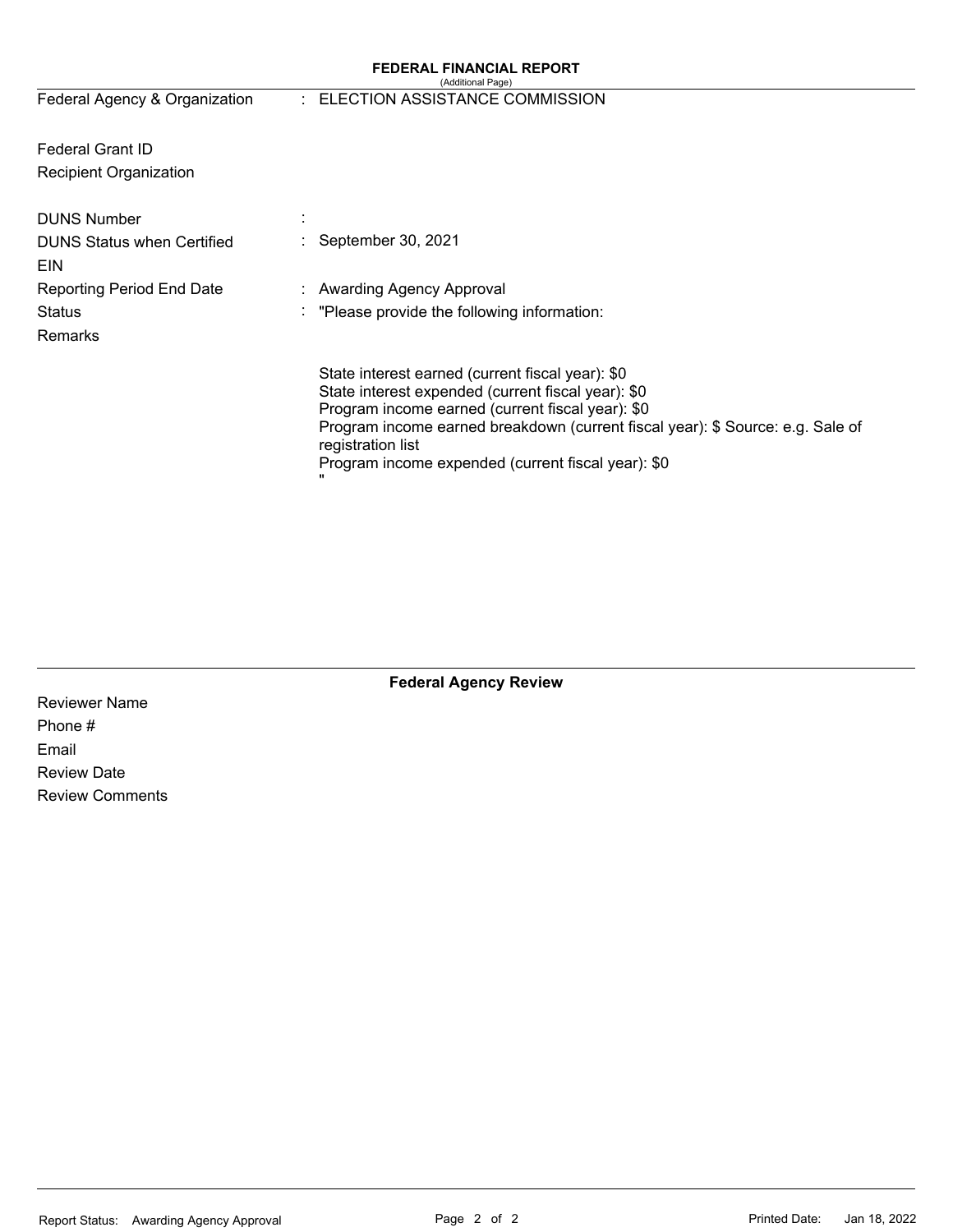**FEDERAL FINANCIAL REPORT**
(Additional Page)

| | | |
|---|---|---|
| Federal Agency & Organization | : | ELECTION ASSISTANCE COMMISSION |
| Federal Grant ID | | |
| Recipient Organization | | |
| DUNS Number | : | |
| DUNS Status when Certified | : | September 30, 2021 |
| EIN | | |
| Reporting Period End Date | : | Awarding Agency Approval |
| Status | : | "Please provide the following information: |
| Remarks | | |

State interest earned (current fiscal year): $0
State interest expended (current fiscal year): $0
Program income earned (current fiscal year): $0
Program income earned breakdown (current fiscal year): $ Source: e.g. Sale of registration list
Program income expended (current fiscal year): $0
"

**Federal Agency Review**

Reviewer Name
Phone #
Email
Review Date
Review Comments

Report Status: Awarding Agency Approval

Printed Date: Jan 18, 2022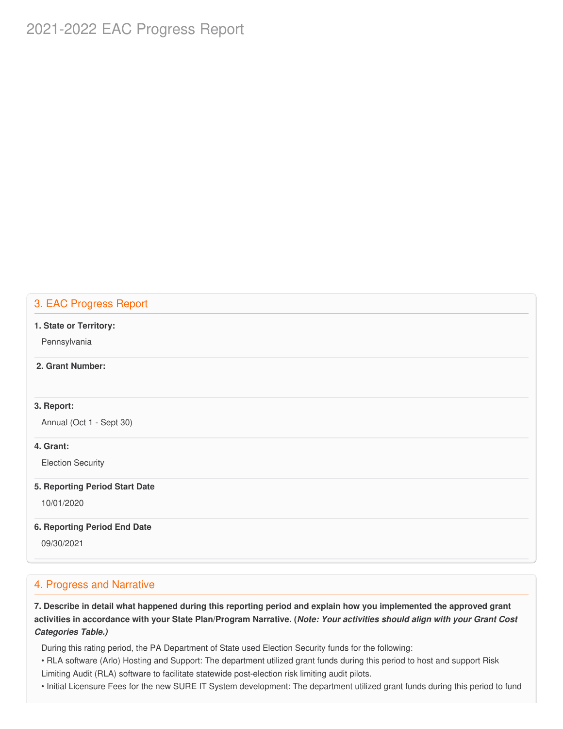# 2021-2022 EAC Progress Report

## 3. EAC Progress Report

**1. State or Territory:**

Pennsylvania

**2. Grant Number:**

**3. Report:**

Annual (Oct 1 - Sept 30)

**4. Grant:**

Election Security

**5. Reporting Period Start Date**

10/01/2020

**6. Reporting Period End Date**

09/30/2021

## 4. Progress and Narrative

**7. Describe in detail what happened during this reporting period and explain how you implemented the approved grant activities in accordance with your State Plan/Program Narrative. (*Note: Your activities should align with your Grant Cost Categories Table.)***

During this rating period, the PA Department of State used Election Security funds for the following:

• RLA software (Arlo) Hosting and Support: The department utilized grant funds during this period to host and support Risk Limiting Audit (RLA) software to facilitate statewide post-election risk limiting audit pilots.

• Initial Licensure Fees for the new SURE IT System development: The department utilized grant funds during this period to fund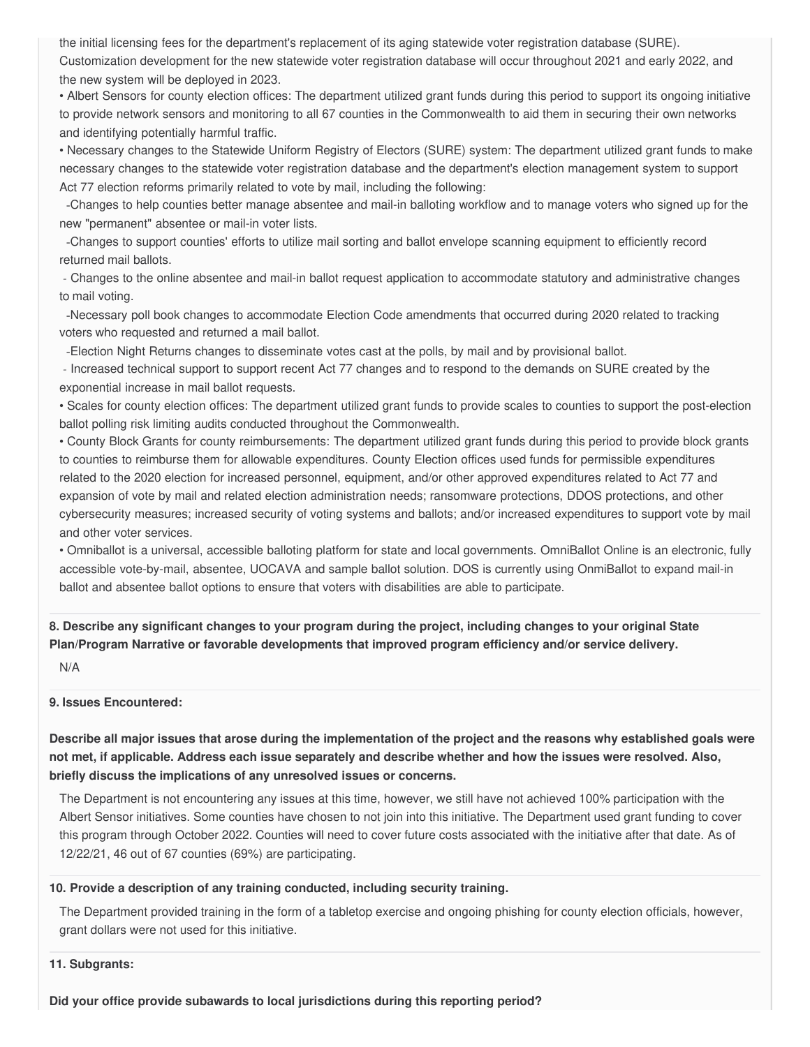the initial licensing fees for the department's replacement of its aging statewide voter registration database (SURE). Customization development for the new statewide voter registration database will occur throughout 2021 and early 2022, and the new system will be deployed in 2023.

- Albert Sensors for county election offices: The department utilized grant funds during this period to support its ongoing initiative to provide network sensors and monitoring to all 67 counties in the Commonwealth to aid them in securing their own networks and identifying potentially harmful traffic.
- Necessary changes to the Statewide Uniform Registry of Electors (SURE) system: The department utilized grant funds to make necessary changes to the statewide voter registration database and the department's election management system to support Act 77 election reforms primarily related to vote by mail, including the following:
  - Changes to help counties better manage absentee and mail-in balloting workflow and to manage voters who signed up for the new "permanent" absentee or mail-in voter lists.
  - Changes to support counties' efforts to utilize mail sorting and ballot envelope scanning equipment to efficiently record returned mail ballots.
  - Changes to the online absentee and mail-in ballot request application to accommodate statutory and administrative changes to mail voting.
  - Necessary poll book changes to accommodate Election Code amendments that occurred during 2020 related to tracking voters who requested and returned a mail ballot.
  - Election Night Returns changes to disseminate votes cast at the polls, by mail and by provisional ballot.
  - Increased technical support to support recent Act 77 changes and to respond to the demands on SURE created by the exponential increase in mail ballot requests.
- Scales for county election offices: The department utilized grant funds to provide scales to counties to support the post-election ballot polling risk limiting audits conducted throughout the Commonwealth.
- County Block Grants for county reimbursements: The department utilized grant funds during this period to provide block grants to counties to reimburse them for allowable expenditures. County Election offices used funds for permissible expenditures related to the 2020 election for increased personnel, equipment, and/or other approved expenditures related to Act 77 and expansion of vote by mail and related election administration needs; ransomware protections, DDOS protections, and other cybersecurity measures; increased security of voting systems and ballots; and/or increased expenditures to support vote by mail and other voter services.
- Omniballot is a universal, accessible balloting platform for state and local governments. OmniBallot Online is an electronic, fully accessible vote-by-mail, absentee, UOCAVA and sample ballot solution. DOS is currently using OnmiBallot to expand mail-in ballot and absentee ballot options to ensure that voters with disabilities are able to participate.

**8. Describe any significant changes to your program during the project, including changes to your original State Plan/Program Narrative or favorable developments that improved program efficiency and/or service delivery.**

N/A

**9. Issues Encountered:**

**Describe all major issues that arose during the implementation of the project and the reasons why established goals were not met, if applicable. Address each issue separately and describe whether and how the issues were resolved. Also, briefly discuss the implications of any unresolved issues or concerns.**

The Department is not encountering any issues at this time, however, we still have not achieved 100% participation with the Albert Sensor initiatives. Some counties have chosen to not join into this initiative. The Department used grant funding to cover this program through October 2022. Counties will need to cover future costs associated with the initiative after that date. As of 12/22/21, 46 out of 67 counties (69%) are participating.

**10. Provide a description of any training conducted, including security training.**

The Department provided training in the form of a tabletop exercise and ongoing phishing for county election officials, however, grant dollars were not used for this initiative.

**11. Subgrants:**

**Did your office provide subawards to local jurisdictions during this reporting period?**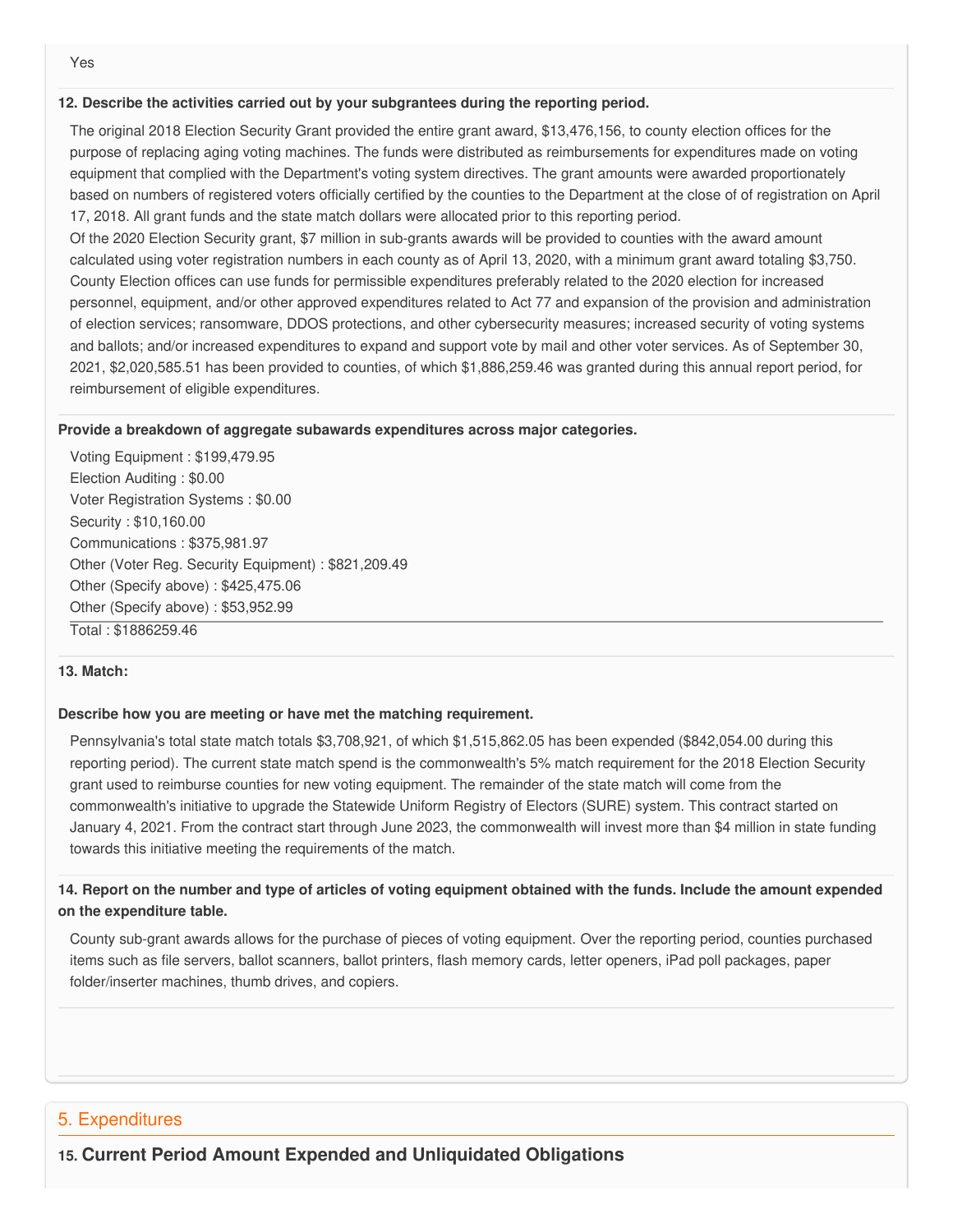Yes

**12. Describe the activities carried out by your subgrantees during the reporting period.**

The original 2018 Election Security Grant provided the entire grant award, $13,476,156, to county election offices for the purpose of replacing aging voting machines. The funds were distributed as reimbursements for expenditures made on voting equipment that complied with the Department's voting system directives. The grant amounts were awarded proportionately based on numbers of registered voters officially certified by the counties to the Department at the close of of registration on April 17, 2018. All grant funds and the state match dollars were allocated prior to this reporting period.
Of the 2020 Election Security grant, $7 million in sub-grants awards will be provided to counties with the award amount calculated using voter registration numbers in each county as of April 13, 2020, with a minimum grant award totaling $3,750. County Election offices can use funds for permissible expenditures preferably related to the 2020 election for increased personnel, equipment, and/or other approved expenditures related to Act 77 and expansion of the provision and administration of election services; ransomware, DDOS protections, and other cybersecurity measures; increased security of voting systems and ballots; and/or increased expenditures to expand and support vote by mail and other voter services. As of September 30, 2021, $2,020,585.51 has been provided to counties, of which $1,886,259.46 was granted during this annual report period, for reimbursement of eligible expenditures.

**Provide a breakdown of aggregate subawards expenditures across major categories.**

Voting Equipment : $199,479.95
Election Auditing : $0.00
Voter Registration Systems : $0.00
Security : $10,160.00
Communications : $375,981.97
Other (Voter Reg. Security Equipment) : $821,209.49
Other (Specify above) : $425,475.06
Other (Specify above) : $53,952.99

Total : $1886259.46

**13. Match:**

**Describe how you are meeting or have met the matching requirement.**

Pennsylvania's total state match totals $3,708,921, of which $1,515,862.05 has been expended ($842,054.00 during this reporting period). The current state match spend is the commonwealth's 5% match requirement for the 2018 Election Security grant used to reimburse counties for new voting equipment. The remainder of the state match will come from the commonwealth's initiative to upgrade the Statewide Uniform Registry of Electors (SURE) system. This contract started on January 4, 2021. From the contract start through June 2023, the commonwealth will invest more than $4 million in state funding towards this initiative meeting the requirements of the match.

**14. Report on the number and type of articles of voting equipment obtained with the funds. Include the amount expended on the expenditure table.**

County sub-grant awards allows for the purchase of pieces of voting equipment. Over the reporting period, counties purchased items such as file servers, ballot scanners, ballot printers, flash memory cards, letter openers, iPad poll packages, paper folder/inserter machines, thumb drives, and copiers.

## 5. Expenditures

### 15. Current Period Amount Expended and Unliquidated Obligations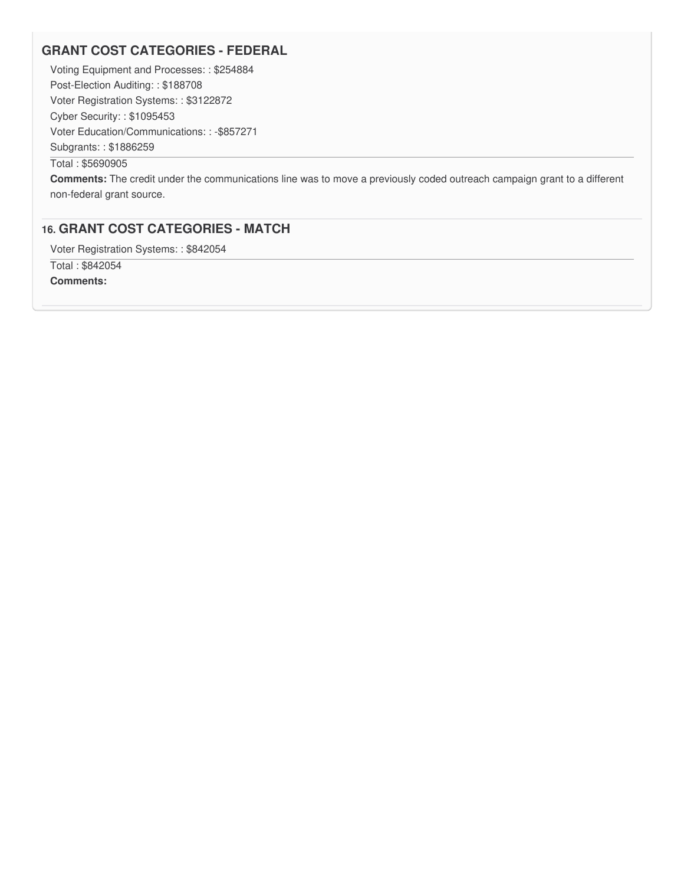## GRANT COST CATEGORIES - FEDERAL

Voting Equipment and Processes: : $254884

Post-Election Auditing: : $188708

Voter Registration Systems: : $3122872

Cyber Security: : $1095453

Voter Education/Communications: : -$857271

Subgrants: : $1886259

Total : $5690905

**Comments:** The credit under the communications line was to move a previously coded outreach campaign grant to a different non-federal grant source.

## 16. GRANT COST CATEGORIES - MATCH

Voter Registration Systems: : $842054

Total : $842054

**Comments:**